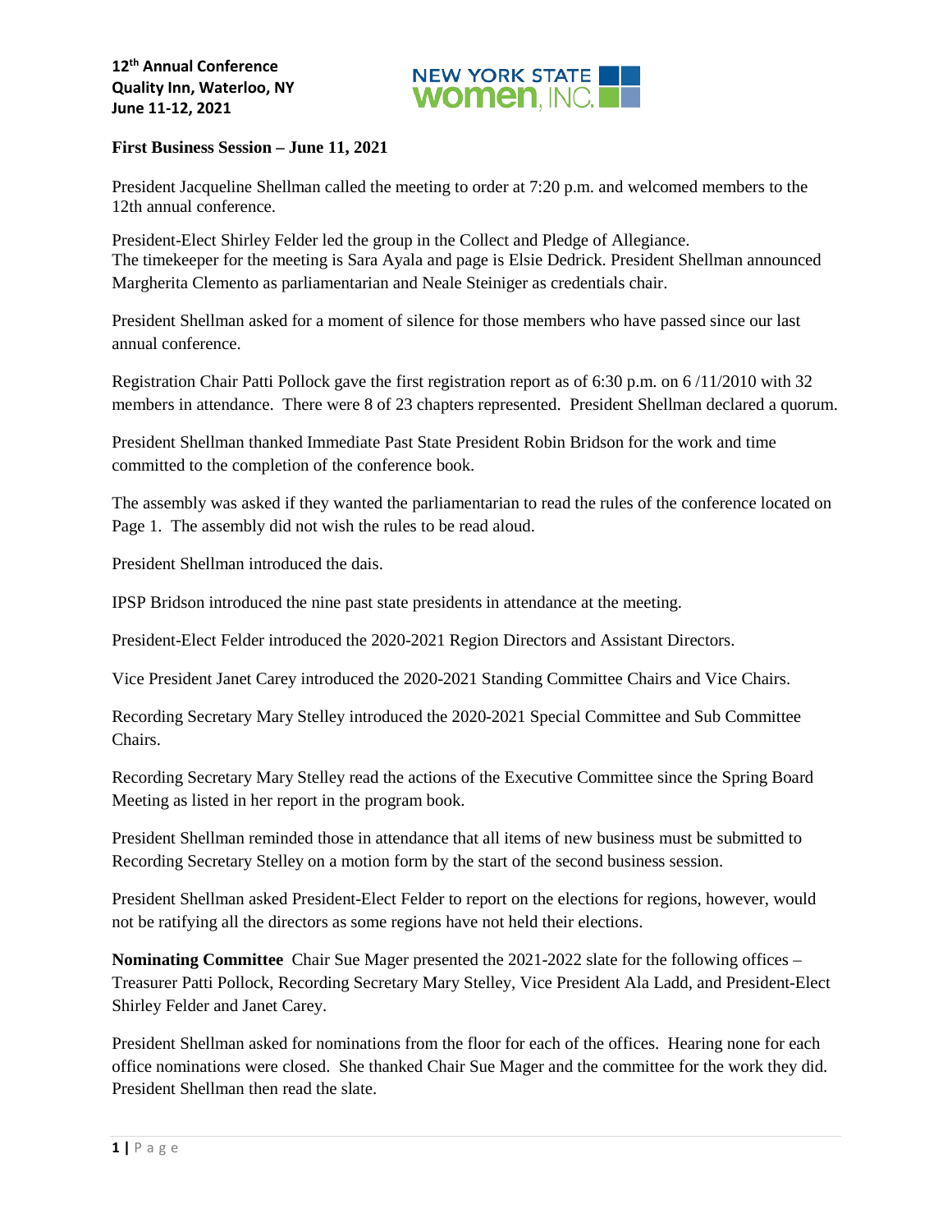12th Annual Conference
Quality Inn, Waterloo, NY
June 11-12, 2021

NEW YORK STATE women, INC.

**First Business Session – June 11, 2021**

President Jacqueline Shellman called the meeting to order at 7:20 p.m. and welcomed members to the 12th annual conference.

President-Elect Shirley Felder led the group in the Collect and Pledge of Allegiance.
The timekeeper for the meeting is Sara Ayala and page is Elsie Dedrick. President Shellman announced Margherita Clemento as parliamentarian and Neale Steiniger as credentials chair.

President Shellman asked for a moment of silence for those members who have passed since our last annual conference.

Registration Chair Patti Pollock gave the first registration report as of 6:30 p.m. on 6 /11/2010 with 32 members in attendance. There were 8 of 23 chapters represented. President Shellman declared a quorum.

President Shellman thanked Immediate Past State President Robin Bridson for the work and time committed to the completion of the conference book.

The assembly was asked if they wanted the parliamentarian to read the rules of the conference located on Page 1. The assembly did not wish the rules to be read aloud.

President Shellman introduced the dais.

IPSP Bridson introduced the nine past state presidents in attendance at the meeting.

President-Elect Felder introduced the 2020-2021 Region Directors and Assistant Directors.

Vice President Janet Carey introduced the 2020-2021 Standing Committee Chairs and Vice Chairs.

Recording Secretary Mary Stelley introduced the 2020-2021 Special Committee and Sub Committee Chairs.

Recording Secretary Mary Stelley read the actions of the Executive Committee since the Spring Board Meeting as listed in her report in the program book.

President Shellman reminded those in attendance that all items of new business must be submitted to Recording Secretary Stelley on a motion form by the start of the second business session.

President Shellman asked President-Elect Felder to report on the elections for regions, however, would not be ratifying all the directors as some regions have not held their elections.

**Nominating Committee** Chair Sue Mager presented the 2021-2022 slate for the following offices – Treasurer Patti Pollock, Recording Secretary Mary Stelley, Vice President Ala Ladd, and President-Elect Shirley Felder and Janet Carey.

President Shellman asked for nominations from the floor for each of the offices. Hearing none for each office nominations were closed. She thanked Chair Sue Mager and the committee for the work they did. President Shellman then read the slate.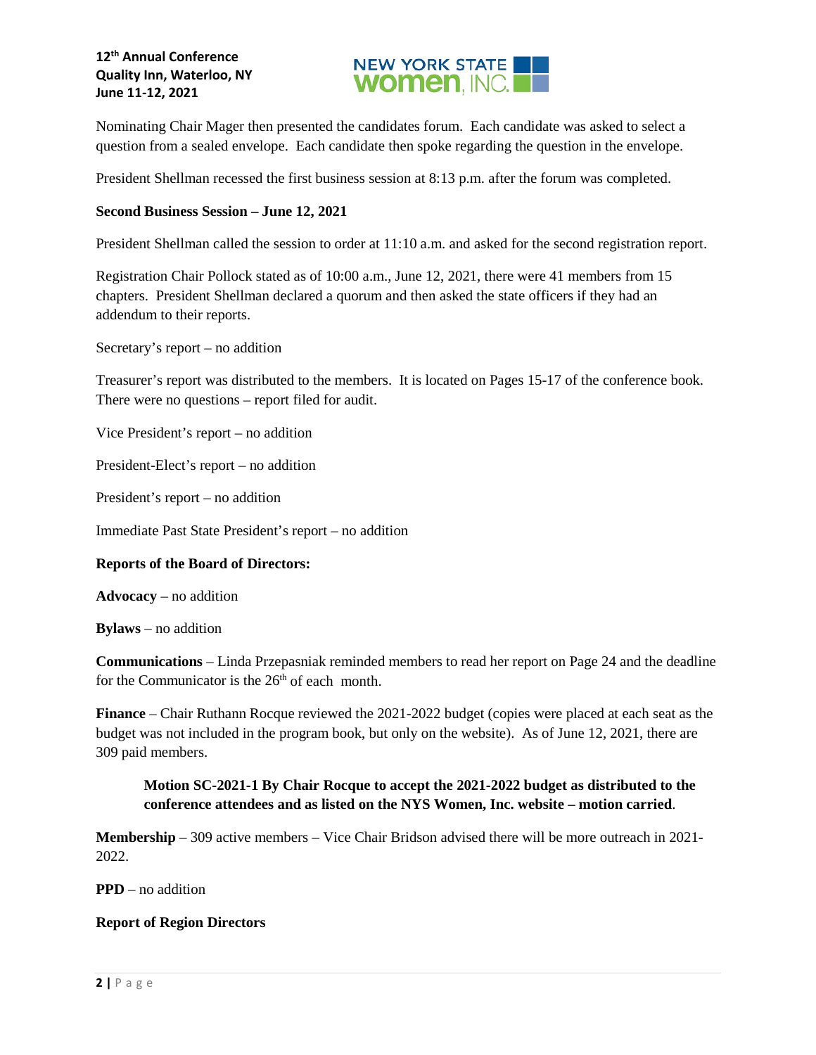Nominating Chair Mager then presented the candidates forum. Each candidate was asked to select a question from a sealed envelope. Each candidate then spoke regarding the question in the envelope.

President Shellman recessed the first business session at 8:13 p.m. after the forum was completed.

**Second Business Session – June 12, 2021**

President Shellman called the session to order at 11:10 a.m. and asked for the second registration report.

Registration Chair Pollock stated as of 10:00 a.m., June 12, 2021, there were 41 members from 15 chapters. President Shellman declared a quorum and then asked the state officers if they had an addendum to their reports.

Secretary's report – no addition

Treasurer's report was distributed to the members. It is located on Pages 15-17 of the conference book. There were no questions – report filed for audit.

Vice President's report – no addition

President-Elect's report – no addition

President's report – no addition

Immediate Past State President's report – no addition

**Reports of the Board of Directors:**

**Advocacy** – no addition

**Bylaws** – no addition

**Communications** – Linda Przepasniak reminded members to read her report on Page 24 and the deadline for the Communicator is the 26th of each month.

**Finance** – Chair Ruthann Rocque reviewed the 2021-2022 budget (copies were placed at each seat as the budget was not included in the program book, but only on the website). As of June 12, 2021, there are 309 paid members.

> **Motion SC-2021-1 By Chair Rocque to accept the 2021-2022 budget as distributed to the conference attendees and as listed on the NYS Women, Inc. website – motion carried**.

**Membership** – 309 active members – Vice Chair Bridson advised there will be more outreach in 2021-2022.

**PPD** – no addition

**Report of Region Directors**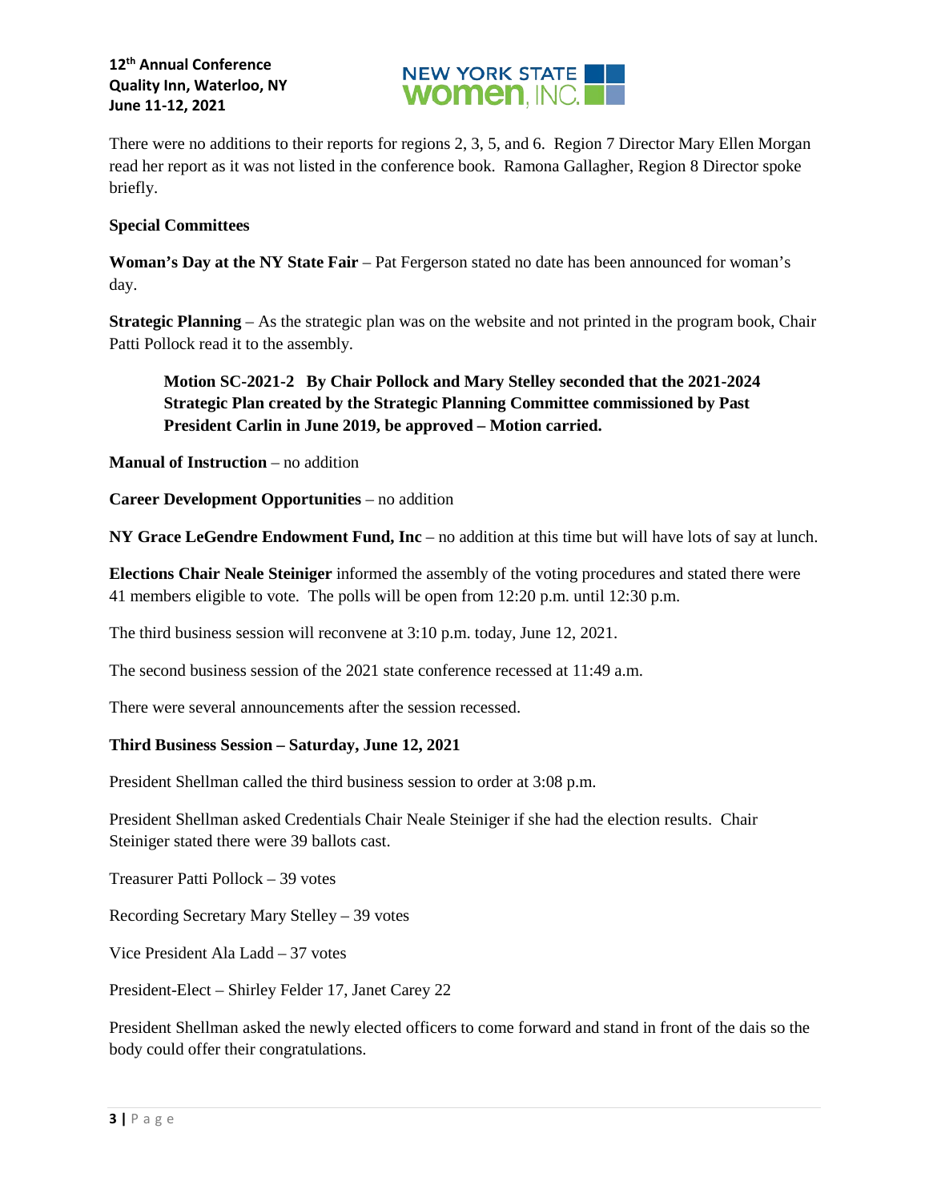There were no additions to their reports for regions 2, 3, 5, and 6. Region 7 Director Mary Ellen Morgan read her report as it was not listed in the conference book. Ramona Gallagher, Region 8 Director spoke briefly.

**Special Committees**

**Woman's Day at the NY State Fair** – Pat Fergerson stated no date has been announced for woman's day.

**Strategic Planning** – As the strategic plan was on the website and not printed in the program book, Chair Patti Pollock read it to the assembly.

> **Motion SC-2021-2 By Chair Pollock and Mary Stelley seconded that the 2021-2024 Strategic Plan created by the Strategic Planning Committee commissioned by Past President Carlin in June 2019, be approved – Motion carried.**

**Manual of Instruction** – no addition

**Career Development Opportunities** – no addition

**NY Grace LeGendre Endowment Fund, Inc** – no addition at this time but will have lots of say at lunch.

**Elections Chair Neale Steiniger** informed the assembly of the voting procedures and stated there were 41 members eligible to vote. The polls will be open from 12:20 p.m. until 12:30 p.m.

The third business session will reconvene at 3:10 p.m. today, June 12, 2021.

The second business session of the 2021 state conference recessed at 11:49 a.m.

There were several announcements after the session recessed.

**Third Business Session – Saturday, June 12, 2021**

President Shellman called the third business session to order at 3:08 p.m.

President Shellman asked Credentials Chair Neale Steiniger if she had the election results. Chair Steiniger stated there were 39 ballots cast.

Treasurer Patti Pollock – 39 votes

Recording Secretary Mary Stelley – 39 votes

Vice President Ala Ladd – 37 votes

President-Elect – Shirley Felder 17, Janet Carey 22

President Shellman asked the newly elected officers to come forward and stand in front of the dais so the body could offer their congratulations.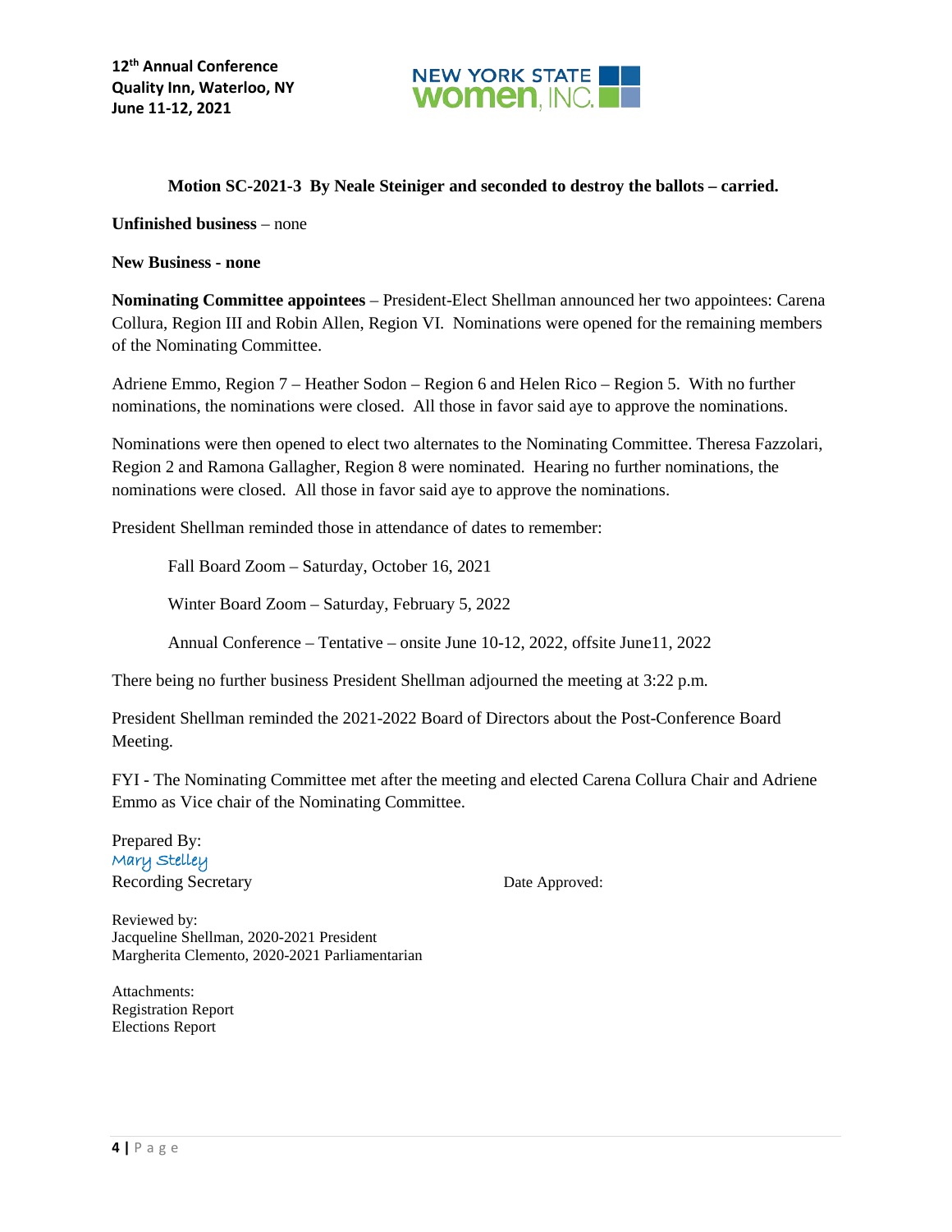**Motion SC-2021-3 By Neale Steiniger and seconded to destroy the ballots – carried.**

**Unfinished business** – none

**New Business - none**

**Nominating Committee appointees** – President-Elect Shellman announced her two appointees: Carena Collura, Region III and Robin Allen, Region VI. Nominations were opened for the remaining members of the Nominating Committee.

Adriene Emmo, Region 7 – Heather Sodon – Region 6 and Helen Rico – Region 5. With no further nominations, the nominations were closed. All those in favor said aye to approve the nominations.

Nominations were then opened to elect two alternates to the Nominating Committee. Theresa Fazzolari, Region 2 and Ramona Gallagher, Region 8 were nominated. Hearing no further nominations, the nominations were closed. All those in favor said aye to approve the nominations.

President Shellman reminded those in attendance of dates to remember:

Fall Board Zoom – Saturday, October 16, 2021

Winter Board Zoom – Saturday, February 5, 2022

Annual Conference – Tentative – onsite June 10-12, 2022, offsite June11, 2022

There being no further business President Shellman adjourned the meeting at 3:22 p.m.

President Shellman reminded the 2021-2022 Board of Directors about the Post-Conference Board Meeting.

FYI - The Nominating Committee met after the meeting and elected Carena Collura Chair and Adriene Emmo as Vice chair of the Nominating Committee.

Prepared By:
Mary Stelley
Recording Secretary

Date Approved:

Reviewed by:
Jacqueline Shellman, 2020-2021 President
Margherita Clemento, 2020-2021 Parliamentarian

Attachments:
Registration Report
Elections Report